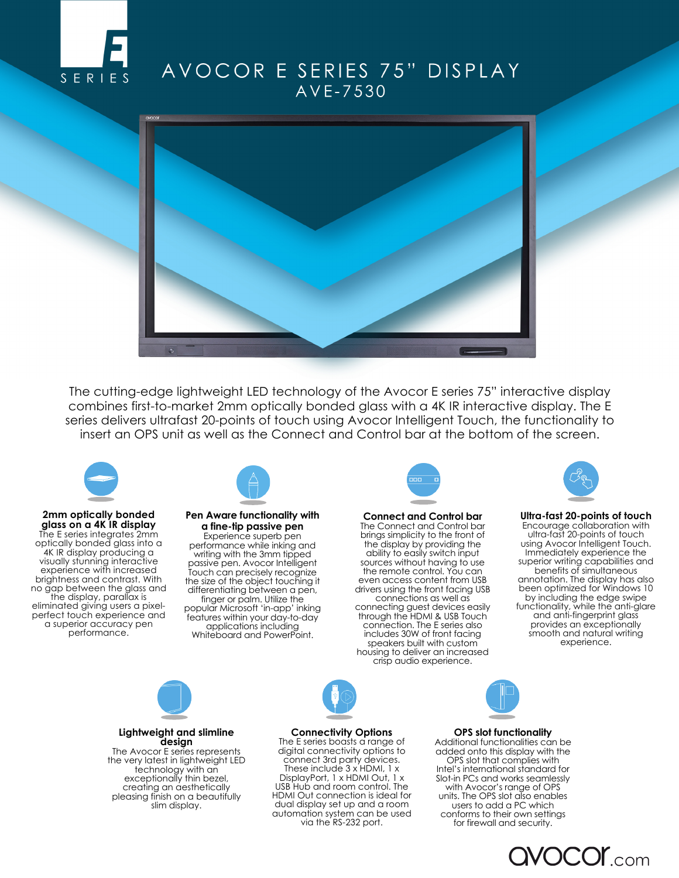E SERIES

# AVOCOR E SERIES 75" DISPLAY

## AVE-7530

The cutting-edge lightweight LED technology of the Avocor E series 75" interactive display combines first-to-market 2mm optically bonded glass with a 4K IR interactive display. The E series delivers ultrafast 20-points of touch using Avocor Intelligent Touch, the functionality to insert an OPS unit as well as the Connect and Control bar at the bottom of the screen.

### 2mm optically bonded glass on a 4K IR display

The E series integrates 2mm optically bonded glass into a 4K IR display producing a visually stunning interactive experience with increased brightness and contrast. With no gap between the glass and the display, parallax is eliminated giving users a pixel-perfect touch experience and a superior accuracy pen performance.

### Pen Aware functionality with a fine-tip passive pen

Experience superb pen performance while inking and writing with the 3mm tipped passive pen. Avocor Intelligent Touch can precisely recognize the size of the object touching it differentiating between a pen, finger or palm. Utilize the popular Microsoft 'in-app' inking features within your day-to-day applications including Whiteboard and PowerPoint.

### Connect and Control bar

The Connect and Control bar brings simplicity to the front of the display by providing the ability to easily switch input sources without having to use the remote control. You can even access content from USB drivers using the front facing USB connections as well as connecting guest devices easily through the HDMI & USB Touch connection. The E series also includes 30W of front facing speakers built with custom housing to deliver an increased crisp audio experience.

### Ultra-fast 20-points of touch

Encourage collaboration with ultra-fast 20-points of touch using Avocor Intelligent Touch. Immediately experience the superior writing capabilities and benefits of simultaneous annotation. The display has also been optimized for Windows 10 by including the edge swipe functionality, while the anti-glare and anti-fingerprint glass provides an exceptionally smooth and natural writing experience.

### Lightweight and slimline design

The Avocor E series represents the very latest in lightweight LED technology with an exceptionally thin bezel, creating an aesthetically pleasing finish on a beautifully slim display.

### Connectivity Options

The E series boasts a range of digital connectivity options to connect 3rd party devices. These include 3 x HDMI, 1 x DisplayPort, 1 x HDMI Out, 1 x USB Hub and room control. The HDMI Out connection is ideal for dual display set up and a room automation system can be used via the RS-232 port.

### OPS slot functionality

Additional functionalities can be added onto this display with the OPS slot that complies with Intel's international standard for Slot-in PCs and works seamlessly with Avocor's range of OPS units. The OPS slot also enables users to add a PC which conforms to their own settings for firewall and security.

avocor.com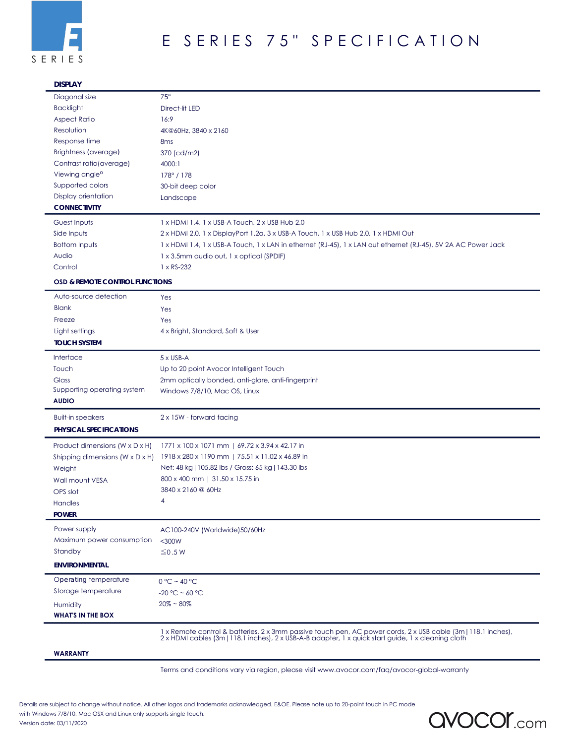# E SERIES 75" SPECIFICATION

## DISPLAY

| | |
|---|---|
| Diagonal size | 75" |
| Backlight | Direct-lit LED |
| Aspect Ratio | 16:9 |
| Resolution | 4K@60Hz, 3840 x 2160 |
| Response time | 8ms |
| Brightness (average) | 370 (cd/m2) |
| Contrast ratio(average) | 4000:1 |
| Viewing angle° | 178° / 178 |
| Supported colors | 30-bit deep color |
| Display orientation | Landscape |

## CONNECTIVITY

| | |
|---|---|
| Guest Inputs | 1 x HDMI 1.4, 1 x USB-A Touch, 2 x USB Hub 2.0 |
| Side Inputs | 2 x HDMI 2.0, 1 x DisplayPort 1.2a, 3 x USB-A Touch, 1 x USB Hub 2.0, 1 x HDMI Out |
| Bottom Inputs | 1 x HDMI 1.4, 1 x USB-A Touch, 1 x LAN in ethernet (RJ-45), 1 x LAN out ethernet (RJ-45), 5V 2A AC Power Jack |
| Audio | 1 x 3.5mm audio out, 1 x optical (SPDIF) |
| Control | 1 x RS-232 |

## OSD & REMOTE CONTROL FUNCTIONS

| | |
|---|---|
| Auto-source detection | Yes |
| Blank | Yes |
| Freeze | Yes |
| Light settings | 4 x Bright, Standard, Soft & User |

## TOUCH SYSTEM

| | |
|---|---|
| Interface | 5 x USB-A |
| Touch | Up to 20 point Avocor Intelligent Touch |
| Glass | 2mm optically bonded, anti-glare, anti-fingerprint |
| Supporting operating system | Windows 7/8/10, Mac OS, Linux |

## AUDIO

| | |
|---|---|
| Built-in speakers | 2 x 15W - forward facing |

## PHYSICAL SPECIFICATIONS

| | |
|---|---|
| Product dimensions (W x D x H) | 1771 x 100 x 1071 mm \| 69.72 x 3.94 x 42.17 in |
| Shipping dimensions (W x D x H) | 1918 x 280 x 1190 mm \| 75.51 x 11.02 x 46.89 in |
| Weight | Net: 48 kg \| 105.82 lbs / Gross: 65 kg \| 143.30 lbs |
| Wall mount VESA | 800 x 400 mm \| 31.50 x 15.75 in |
| OPS slot | 3840 x 2160 @ 60Hz |
| Handles | 4 |

## POWER

| | |
|---|---|
| Power supply | AC100-240V (Worldwide)50/60Hz |
| Maximum power consumption | <300W |
| Standby | ≦0.5 W |

## ENVIRONMENTAL

| | |
|---|---|
| Operating temperature | 0 °C ~ 40 °C |
| Storage temperature | -20 °C ~ 60 °C |
| Humidity | 20% ~ 80% |

## WHAT'S IN THE BOX

1 x Remote control & batteries, 2 x 3mm passive touch pen, AC power cords, 2 x USB cable (3m | 118.1 inches), 2 x HDMI cables (3m | 118.1 inches), 2 x USB-A-B adapter, 1 x quick start guide, 1 x cleaning cloth

## WARRANTY

Terms and conditions vary via region, please visit www.avocor.com/faq/avocor-global-warranty

Details are subject to change without notice. All other logos and trademarks acknowledged. E&OE. Please note up to 20-point touch in PC mode with Windows 7/8/10. Mac OSX and Linux only supports single touch.
Version date: 03/11/2020

avocor.com